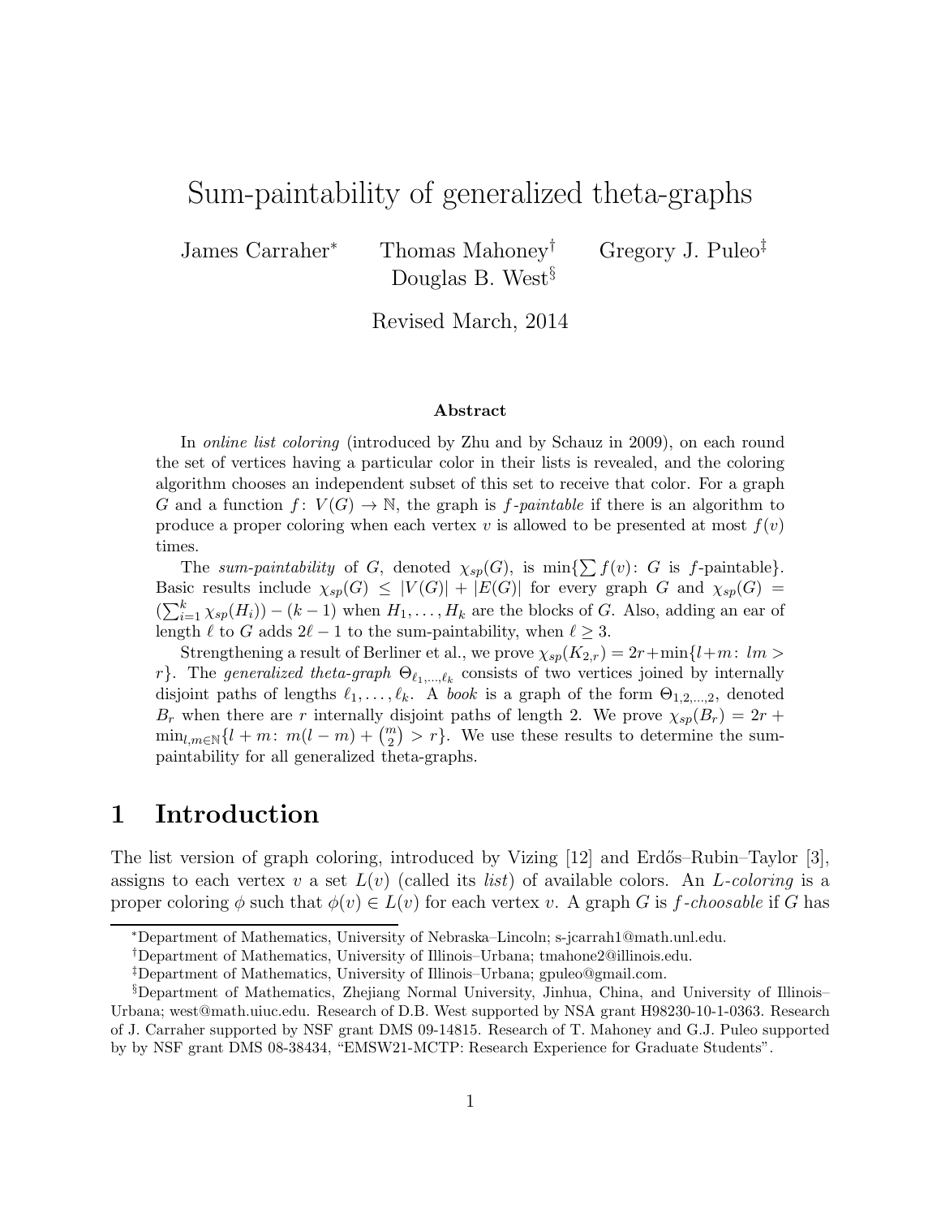# Sum-paintability of generalized theta-graphs

James Carraher* Thomas Mahoney† Gregory J. Puleo‡ Douglas B. West§

Revised March, 2014

### Abstract

In *online list coloring* (introduced by Zhu and by Schauz in 2009), on each round the set of vertices having a particular color in their lists is revealed, and the coloring algorithm chooses an independent subset of this set to receive that color. For a graph $G$ and a function $f\colon V(G) \to \mathbb{N}$, the graph is *$f$-paintable* if there is an algorithm to produce a proper coloring when each vertex $v$ is allowed to be presented at most $f(v)$ times.

The *sum-paintability* of $G$, denoted $\chi_{sp}(G)$, is $\min\{\sum f(v)\colon G \text{ is } f\text{-paintable}\}$. Basic results include $\chi_{sp}(G) \le |V(G)| + |E(G)|$ for every graph $G$ and $\chi_{sp}(G) = (\sum_{i=1}^{k} \chi_{sp}(H_i)) - (k-1)$ when $H_1, \ldots, H_k$ are the blocks of $G$. Also, adding an ear of length $\ell$ to $G$ adds $2\ell - 1$ to the sum-paintability, when $\ell \ge 3$.

Strengthening a result of Berliner et al., we prove $\chi_{sp}(K_{2,r}) = 2r + \min\{l + m\colon lm > r\}$. The *generalized theta-graph* $\Theta_{\ell_1,\ldots,\ell_k}$ consists of two vertices joined by internally disjoint paths of lengths $\ell_1, \ldots, \ell_k$. A *book* is a graph of the form $\Theta_{1,2,\ldots,2}$, denoted $B_r$ when there are $r$ internally disjoint paths of length 2. We prove $\chi_{sp}(B_r) = 2r + \min_{l,m\in\mathbb{N}}\{l + m\colon m(l-m) + \binom{m}{2} > r\}$. We use these results to determine the sum-paintability for all generalized theta-graphs.

## 1 Introduction

The list version of graph coloring, introduced by Vizing [12] and Erdős–Rubin–Taylor [3], assigns to each vertex $v$ a set $L(v)$ (called its *list*) of available colors. An *$L$-coloring* is a proper coloring $\phi$ such that $\phi(v) \in L(v)$ for each vertex $v$. A graph $G$ is *$f$-choosable* if $G$ has

---

*Department of Mathematics, University of Nebraska–Lincoln; s-jcarrah1@math.unl.edu.

†Department of Mathematics, University of Illinois–Urbana; tmahone2@illinois.edu.

‡Department of Mathematics, University of Illinois–Urbana; gpuleo@gmail.com.

§Department of Mathematics, Zhejiang Normal University, Jinhua, China, and University of Illinois–Urbana; west@math.uiuc.edu. Research of D.B. West supported by NSA grant H98230-10-1-0363. Research of J. Carraher supported by NSF grant DMS 09-14815. Research of T. Mahoney and G.J. Puleo supported by by NSF grant DMS 08-38434, "EMSW21-MCTP: Research Experience for Graduate Students".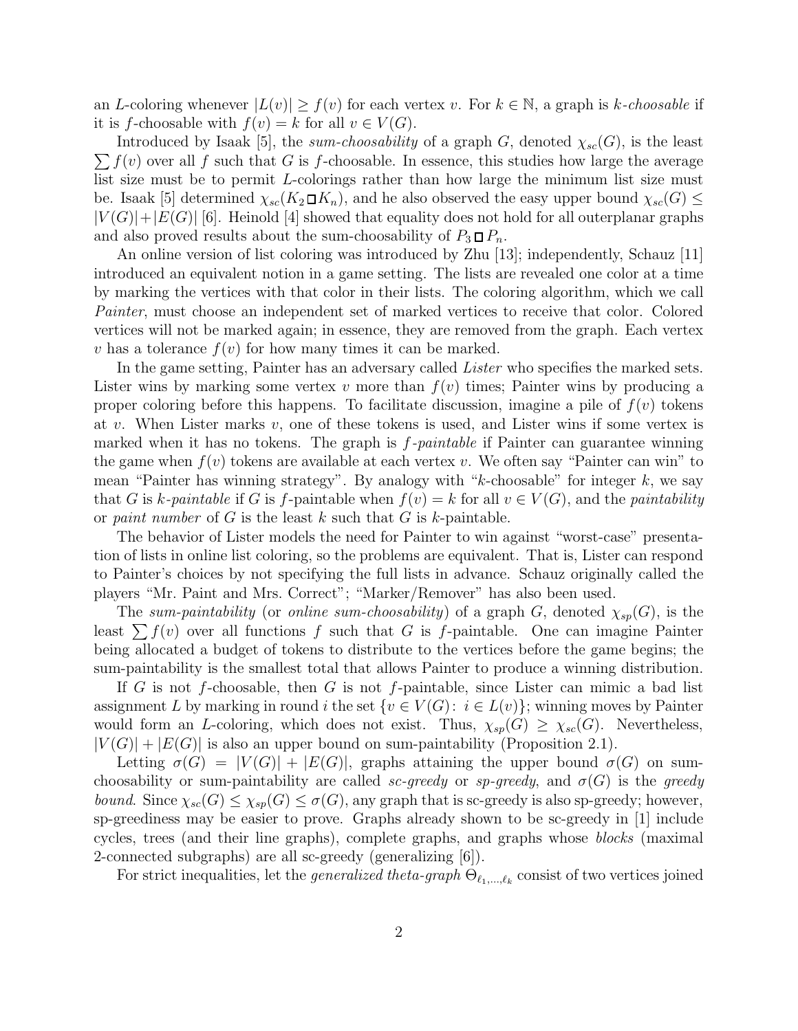an $L$-coloring whenever $|L(v)| \geq f(v)$ for each vertex $v$. For $k \in \mathbb{N}$, a graph is *$k$-choosable* if it is $f$-choosable with $f(v) = k$ for all $v \in V(G)$.

Introduced by Isaak [5], the *sum-choosability* of a graph $G$, denoted $\chi_{sc}(G)$, is the least $\sum f(v)$ over all $f$ such that $G$ is $f$-choosable. In essence, this studies how large the average list size must be to permit $L$-colorings rather than how large the minimum list size must be. Isaak [5] determined $\chi_{sc}(K_2 \,\square\, K_n)$, and he also observed the easy upper bound $\chi_{sc}(G) \leq |V(G)|+|E(G)|$ [6]. Heinold [4] showed that equality does not hold for all outerplanar graphs and also proved results about the sum-choosability of $P_3 \,\square\, P_n$.

An online version of list coloring was introduced by Zhu [13]; independently, Schauz [11] introduced an equivalent notion in a game setting. The lists are revealed one color at a time by marking the vertices with that color in their lists. The coloring algorithm, which we call *Painter*, must choose an independent set of marked vertices to receive that color. Colored vertices will not be marked again; in essence, they are removed from the graph. Each vertex $v$ has a tolerance $f(v)$ for how many times it can be marked.

In the game setting, Painter has an adversary called *Lister* who specifies the marked sets. Lister wins by marking some vertex $v$ more than $f(v)$ times; Painter wins by producing a proper coloring before this happens. To facilitate discussion, imagine a pile of $f(v)$ tokens at $v$. When Lister marks $v$, one of these tokens is used, and Lister wins if some vertex is marked when it has no tokens. The graph is *$f$-paintable* if Painter can guarantee winning the game when $f(v)$ tokens are available at each vertex $v$. We often say "Painter can win" to mean "Painter has winning strategy". By analogy with "$k$-choosable" for integer $k$, we say that $G$ is *$k$-paintable* if $G$ is $f$-paintable when $f(v) = k$ for all $v \in V(G)$, and the *paintability* or *paint number* of $G$ is the least $k$ such that $G$ is $k$-paintable.

The behavior of Lister models the need for Painter to win against "worst-case" presentation of lists in online list coloring, so the problems are equivalent. That is, Lister can respond to Painter's choices by not specifying the full lists in advance. Schauz originally called the players "Mr. Paint and Mrs. Correct"; "Marker/Remover" has also been used.

The *sum-paintability* (or *online sum-choosability*) of a graph $G$, denoted $\chi_{sp}(G)$, is the least $\sum f(v)$ over all functions $f$ such that $G$ is $f$-paintable. One can imagine Painter being allocated a budget of tokens to distribute to the vertices before the game begins; the sum-paintability is the smallest total that allows Painter to produce a winning distribution.

If $G$ is not $f$-choosable, then $G$ is not $f$-paintable, since Lister can mimic a bad list assignment $L$ by marking in round $i$ the set $\{v \in V(G)\colon\ i \in L(v)\}$; winning moves by Painter would form an $L$-coloring, which does not exist. Thus, $\chi_{sp}(G) \geq \chi_{sc}(G)$. Nevertheless, $|V(G)| + |E(G)|$ is also an upper bound on sum-paintability (Proposition 2.1).

Letting $\sigma(G) = |V(G)| + |E(G)|$, graphs attaining the upper bound $\sigma(G)$ on sum-choosability or sum-paintability are called *sc-greedy* or *sp-greedy*, and $\sigma(G)$ is the *greedy bound*. Since $\chi_{sc}(G) \leq \chi_{sp}(G) \leq \sigma(G)$, any graph that is sc-greedy is also sp-greedy; however, sp-greediness may be easier to prove. Graphs already shown to be sc-greedy in [1] include cycles, trees (and their line graphs), complete graphs, and graphs whose *blocks* (maximal 2-connected subgraphs) are all sc-greedy (generalizing [6]).

For strict inequalities, let the *generalized theta-graph* $\Theta_{\ell_1,\ldots,\ell_k}$ consist of two vertices joined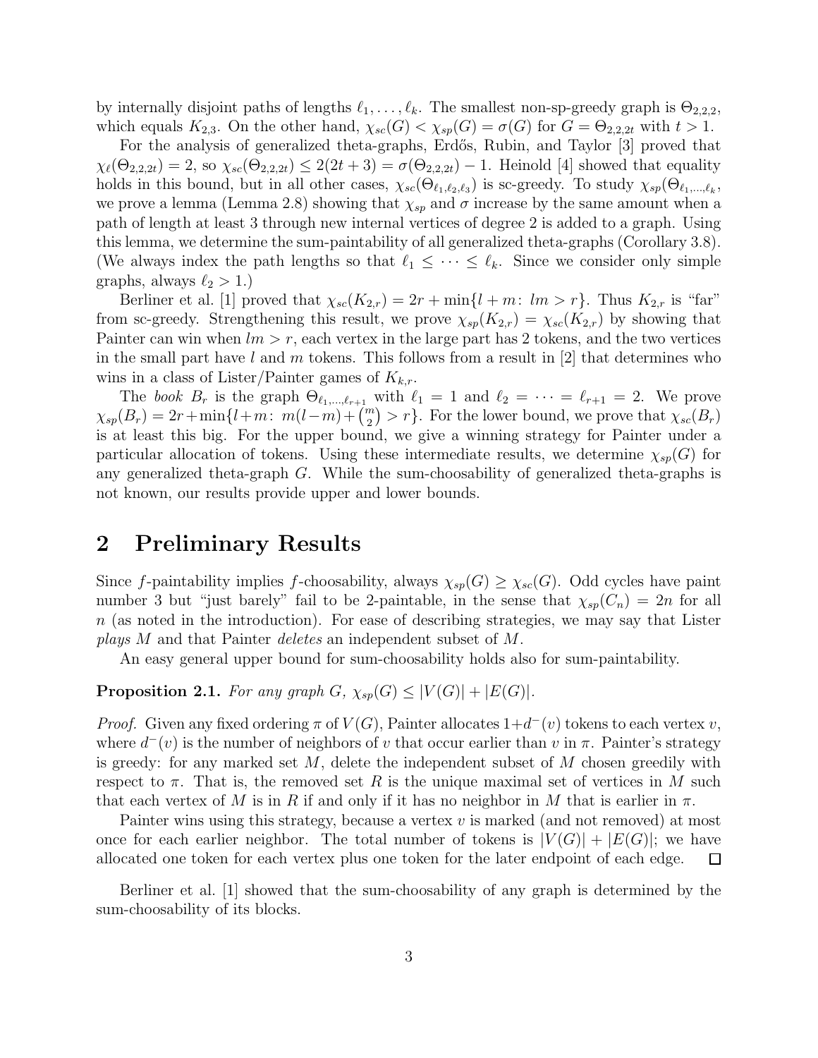by internally disjoint paths of lengths $\ell_1, \ldots, \ell_k$. The smallest non-sp-greedy graph is $\Theta_{2,2,2}$, which equals $K_{2,3}$. On the other hand, $\chi_{sc}(G) < \chi_{sp}(G) = \sigma(G)$ for $G = \Theta_{2,2,2t}$ with $t > 1$.

For the analysis of generalized theta-graphs, Erdős, Rubin, and Taylor [3] proved that $\chi_\ell(\Theta_{2,2,2t}) = 2$, so $\chi_{sc}(\Theta_{2,2,2t}) \le 2(2t+3) = \sigma(\Theta_{2,2,2t}) - 1$. Heinold [4] showed that equality holds in this bound, but in all other cases, $\chi_{sc}(\Theta_{\ell_1,\ell_2,\ell_3})$ is sc-greedy. To study $\chi_{sp}(\Theta_{\ell_1,\ldots,\ell_k}$, we prove a lemma (Lemma 2.8) showing that $\chi_{sp}$ and $\sigma$ increase by the same amount when a path of length at least 3 through new internal vertices of degree 2 is added to a graph. Using this lemma, we determine the sum-paintability of all generalized theta-graphs (Corollary 3.8). (We always index the path lengths so that $\ell_1 \le \cdots \le \ell_k$. Since we consider only simple graphs, always $\ell_2 > 1$.)

Berliner et al. [1] proved that $\chi_{sc}(K_{2,r}) = 2r + \min\{l + m \colon lm > r\}$. Thus $K_{2,r}$ is "far" from sc-greedy. Strengthening this result, we prove $\chi_{sp}(K_{2,r}) = \chi_{sc}(K_{2,r})$ by showing that Painter can win when $lm > r$, each vertex in the large part has 2 tokens, and the two vertices in the small part have $l$ and $m$ tokens. This follows from a result in [2] that determines who wins in a class of Lister/Painter games of $K_{k,r}$.

The *book* $B_r$ is the graph $\Theta_{\ell_1,\ldots,\ell_{r+1}}$ with $\ell_1 = 1$ and $\ell_2 = \cdots = \ell_{r+1} = 2$. We prove $\chi_{sp}(B_r) = 2r + \min\{l + m \colon m(l-m) + \binom{m}{2} > r\}$. For the lower bound, we prove that $\chi_{sc}(B_r)$ is at least this big. For the upper bound, we give a winning strategy for Painter under a particular allocation of tokens. Using these intermediate results, we determine $\chi_{sp}(G)$ for any generalized theta-graph $G$. While the sum-choosability of generalized theta-graphs is not known, our results provide upper and lower bounds.

## 2 Preliminary Results

Since $f$-paintability implies $f$-choosability, always $\chi_{sp}(G) \ge \chi_{sc}(G)$. Odd cycles have paint number 3 but "just barely" fail to be 2-paintable, in the sense that $\chi_{sp}(C_n) = 2n$ for all $n$ (as noted in the introduction). For ease of describing strategies, we may say that Lister *plays* $M$ and that Painter *deletes* an independent subset of $M$.

An easy general upper bound for sum-choosability holds also for sum-paintability.

**Proposition 2.1.** *For any graph $G$, $\chi_{sp}(G) \le |V(G)| + |E(G)|$.*

*Proof.* Given any fixed ordering $\pi$ of $V(G)$, Painter allocates $1 + d^-(v)$ tokens to each vertex $v$, where $d^-(v)$ is the number of neighbors of $v$ that occur earlier than $v$ in $\pi$. Painter's strategy is greedy: for any marked set $M$, delete the independent subset of $M$ chosen greedily with respect to $\pi$. That is, the removed set $R$ is the unique maximal set of vertices in $M$ such that each vertex of $M$ is in $R$ if and only if it has no neighbor in $M$ that is earlier in $\pi$.

Painter wins using this strategy, because a vertex $v$ is marked (and not removed) at most once for each earlier neighbor. The total number of tokens is $|V(G)| + |E(G)|$; we have allocated one token for each vertex plus one token for the later endpoint of each edge. $\square$

Berliner et al. [1] showed that the sum-choosability of any graph is determined by the sum-choosability of its blocks.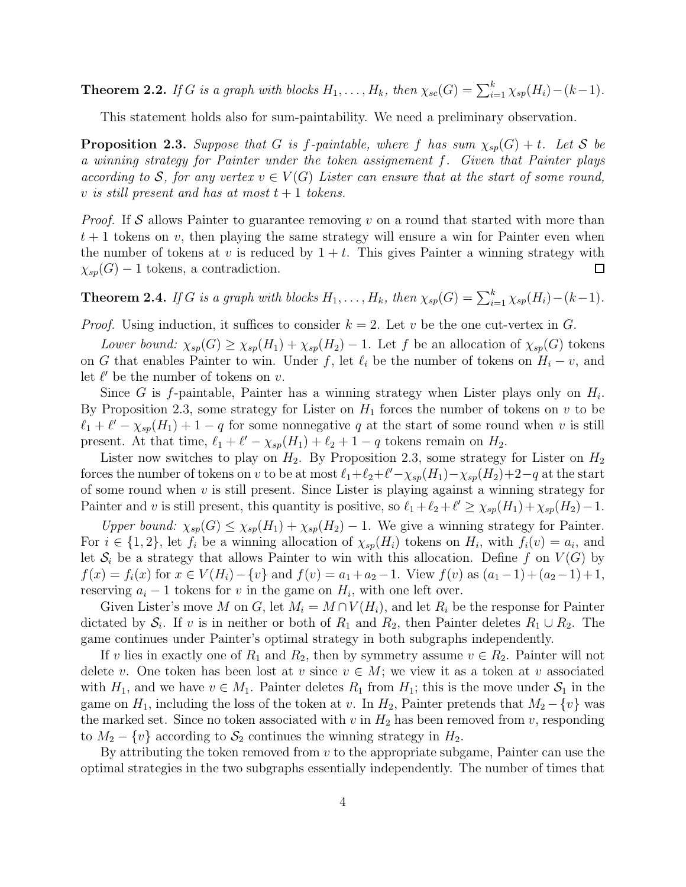**Theorem 2.2.** *If $G$ is a graph with blocks $H_1, \ldots, H_k$, then $\chi_{sc}(G) = \sum_{i=1}^{k} \chi_{sp}(H_i) - (k-1)$.*

This statement holds also for sum-paintability. We need a preliminary observation.

**Proposition 2.3.** *Suppose that $G$ is $f$-paintable, where $f$ has sum $\chi_{sp}(G) + t$. Let $\mathcal{S}$ be a winning strategy for Painter under the token assignement $f$. Given that Painter plays according to $\mathcal{S}$, for any vertex $v \in V(G)$ Lister can ensure that at the start of some round, $v$ is still present and has at most $t + 1$ tokens.*

*Proof.* If $\mathcal{S}$ allows Painter to guarantee removing $v$ on a round that started with more than $t + 1$ tokens on $v$, then playing the same strategy will ensure a win for Painter even when the number of tokens at $v$ is reduced by $1 + t$. This gives Painter a winning strategy with $\chi_{sp}(G) - 1$ tokens, a contradiction. $\square$

**Theorem 2.4.** *If $G$ is a graph with blocks $H_1, \ldots, H_k$, then $\chi_{sp}(G) = \sum_{i=1}^{k} \chi_{sp}(H_i) - (k-1)$.*

*Proof.* Using induction, it suffices to consider $k = 2$. Let $v$ be the one cut-vertex in $G$.

*Lower bound:* $\chi_{sp}(G) \geq \chi_{sp}(H_1) + \chi_{sp}(H_2) - 1$. Let $f$ be an allocation of $\chi_{sp}(G)$ tokens on $G$ that enables Painter to win. Under $f$, let $\ell_i$ be the number of tokens on $H_i - v$, and let $\ell'$ be the number of tokens on $v$.

Since $G$ is $f$-paintable, Painter has a winning strategy when Lister plays only on $H_i$. By Proposition 2.3, some strategy for Lister on $H_1$ forces the number of tokens on $v$ to be $\ell_1 + \ell' - \chi_{sp}(H_1) + 1 - q$ for some nonnegative $q$ at the start of some round when $v$ is still present. At that time, $\ell_1 + \ell' - \chi_{sp}(H_1) + \ell_2 + 1 - q$ tokens remain on $H_2$.

Lister now switches to play on $H_2$. By Proposition 2.3, some strategy for Lister on $H_2$ forces the number of tokens on $v$ to be at most $\ell_1 + \ell_2 + \ell' - \chi_{sp}(H_1) - \chi_{sp}(H_2) + 2 - q$ at the start of some round when $v$ is still present. Since Lister is playing against a winning strategy for Painter and $v$ is still present, this quantity is positive, so $\ell_1 + \ell_2 + \ell' \geq \chi_{sp}(H_1) + \chi_{sp}(H_2) - 1$.

*Upper bound:* $\chi_{sp}(G) \leq \chi_{sp}(H_1) + \chi_{sp}(H_2) - 1$. We give a winning strategy for Painter. For $i \in \{1, 2\}$, let $f_i$ be a winning allocation of $\chi_{sp}(H_i)$ tokens on $H_i$, with $f_i(v) = a_i$, and let $\mathcal{S}_i$ be a strategy that allows Painter to win with this allocation. Define $f$ on $V(G)$ by $f(x) = f_i(x)$ for $x \in V(H_i) - \{v\}$ and $f(v) = a_1 + a_2 - 1$. View $f(v)$ as $(a_1 - 1) + (a_2 - 1) + 1$, reserving $a_i - 1$ tokens for $v$ in the game on $H_i$, with one left over.

Given Lister's move $M$ on $G$, let $M_i = M \cap V(H_i)$, and let $R_i$ be the response for Painter dictated by $\mathcal{S}_i$. If $v$ is in neither or both of $R_1$ and $R_2$, then Painter deletes $R_1 \cup R_2$. The game continues under Painter's optimal strategy in both subgraphs independently.

If $v$ lies in exactly one of $R_1$ and $R_2$, then by symmetry assume $v \in R_2$. Painter will not delete $v$. One token has been lost at $v$ since $v \in M$; we view it as a token at $v$ associated with $H_1$, and we have $v \in M_1$. Painter deletes $R_1$ from $H_1$; this is the move under $\mathcal{S}_1$ in the game on $H_1$, including the loss of the token at $v$. In $H_2$, Painter pretends that $M_2 - \{v\}$ was the marked set. Since no token associated with $v$ in $H_2$ has been removed from $v$, responding to $M_2 - \{v\}$ according to $\mathcal{S}_2$ continues the winning strategy in $H_2$.

By attributing the token removed from $v$ to the appropriate subgame, Painter can use the optimal strategies in the two subgraphs essentially independently. The number of times that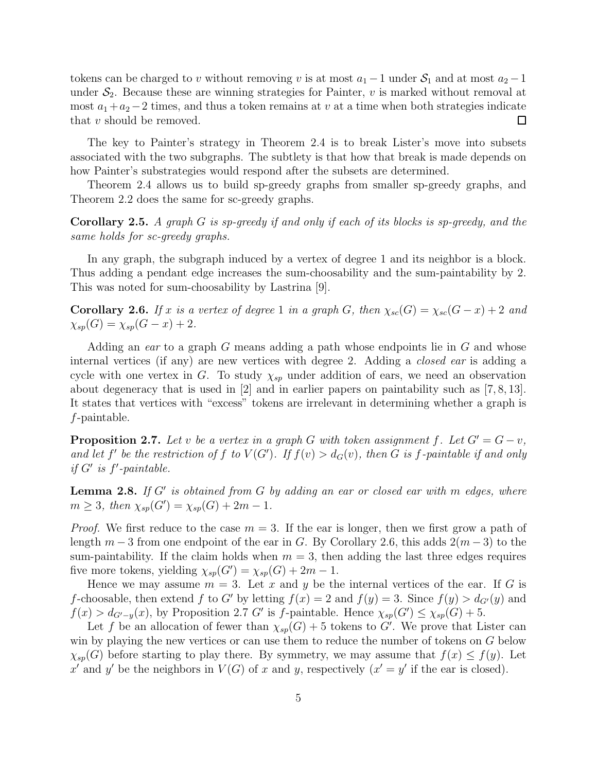tokens can be charged to $v$ without removing $v$ is at most $a_1 - 1$ under $\mathcal{S}_1$ and at most $a_2 - 1$ under $\mathcal{S}_2$. Because these are winning strategies for Painter, $v$ is marked without removal at most $a_1 + a_2 - 2$ times, and thus a token remains at $v$ at a time when both strategies indicate that $v$ should be removed. □

The key to Painter's strategy in Theorem 2.4 is to break Lister's move into subsets associated with the two subgraphs. The subtlety is that how that break is made depends on how Painter's substrategies would respond after the subsets are determined.

Theorem 2.4 allows us to build sp-greedy graphs from smaller sp-greedy graphs, and Theorem 2.2 does the same for sc-greedy graphs.

**Corollary 2.5.** *A graph $G$ is sp-greedy if and only if each of its blocks is sp-greedy, and the same holds for sc-greedy graphs.*

In any graph, the subgraph induced by a vertex of degree 1 and its neighbor is a block. Thus adding a pendant edge increases the sum-choosability and the sum-paintability by 2. This was noted for sum-choosability by Lastrina [9].

**Corollary 2.6.** *If $x$ is a vertex of degree 1 in a graph $G$, then $\chi_{sc}(G) = \chi_{sc}(G - x) + 2$ and $\chi_{sp}(G) = \chi_{sp}(G - x) + 2$.*

Adding an *ear* to a graph $G$ means adding a path whose endpoints lie in $G$ and whose internal vertices (if any) are new vertices with degree 2. Adding a *closed ear* is adding a cycle with one vertex in $G$. To study $\chi_{sp}$ under addition of ears, we need an observation about degeneracy that is used in [2] and in earlier papers on paintability such as [7, 8, 13]. It states that vertices with "excess" tokens are irrelevant in determining whether a graph is $f$-paintable.

**Proposition 2.7.** *Let $v$ be a vertex in a graph $G$ with token assignment $f$. Let $G' = G - v$, and let $f'$ be the restriction of $f$ to $V(G')$. If $f(v) > d_G(v)$, then $G$ is $f$-paintable if and only if $G'$ is $f'$-paintable.*

**Lemma 2.8.** *If $G'$ is obtained from $G$ by adding an ear or closed ear with $m$ edges, where $m \geq 3$, then $\chi_{sp}(G') = \chi_{sp}(G) + 2m - 1$.*

*Proof.* We first reduce to the case $m = 3$. If the ear is longer, then we first grow a path of length $m - 3$ from one endpoint of the ear in $G$. By Corollary 2.6, this adds $2(m - 3)$ to the sum-paintability. If the claim holds when $m = 3$, then adding the last three edges requires five more tokens, yielding $\chi_{sp}(G') = \chi_{sp}(G) + 2m - 1$.

Hence we may assume $m = 3$. Let $x$ and $y$ be the internal vertices of the ear. If $G$ is $f$-choosable, then extend $f$ to $G'$ by letting $f(x) = 2$ and $f(y) = 3$. Since $f(y) > d_{G'}(y)$ and $f(x) > d_{G'-y}(x)$, by Proposition 2.7 $G'$ is $f$-paintable. Hence $\chi_{sp}(G') \leq \chi_{sp}(G) + 5$.

Let $f$ be an allocation of fewer than $\chi_{sp}(G) + 5$ tokens to $G'$. We prove that Lister can win by playing the new vertices or can use them to reduce the number of tokens on $G$ below $\chi_{sp}(G)$ before starting to play there. By symmetry, we may assume that $f(x) \leq f(y)$. Let $x'$ and $y'$ be the neighbors in $V(G)$ of $x$ and $y$, respectively ($x' = y'$ if the ear is closed).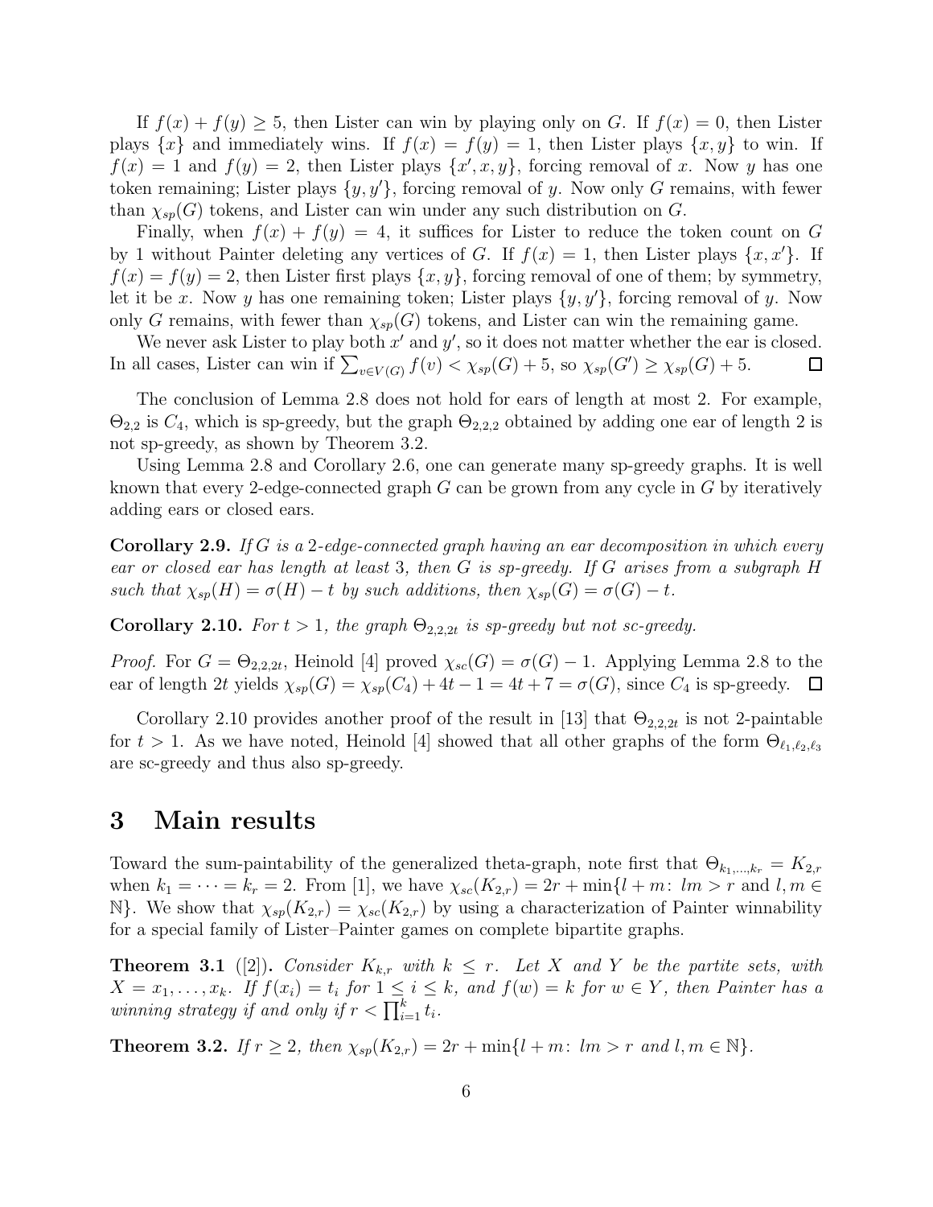If $f(x) + f(y) \geq 5$, then Lister can win by playing only on $G$. If $f(x) = 0$, then Lister plays $\{x\}$ and immediately wins. If $f(x) = f(y) = 1$, then Lister plays $\{x, y\}$ to win. If $f(x) = 1$ and $f(y) = 2$, then Lister plays $\{x', x, y\}$, forcing removal of $x$. Now $y$ has one token remaining; Lister plays $\{y, y'\}$, forcing removal of $y$. Now only $G$ remains, with fewer than $\chi_{sp}(G)$ tokens, and Lister can win under any such distribution on $G$.

Finally, when $f(x) + f(y) = 4$, it suffices for Lister to reduce the token count on $G$ by 1 without Painter deleting any vertices of $G$. If $f(x) = 1$, then Lister plays $\{x, x'\}$. If $f(x) = f(y) = 2$, then Lister first plays $\{x, y\}$, forcing removal of one of them; by symmetry, let it be $x$. Now $y$ has one remaining token; Lister plays $\{y, y'\}$, forcing removal of $y$. Now only $G$ remains, with fewer than $\chi_{sp}(G)$ tokens, and Lister can win the remaining game.

We never ask Lister to play both $x'$ and $y'$, so it does not matter whether the ear is closed. In all cases, Lister can win if $\sum_{v \in V(G)} f(v) < \chi_{sp}(G) + 5$, so $\chi_{sp}(G') \geq \chi_{sp}(G) + 5$. □

The conclusion of Lemma 2.8 does not hold for ears of length at most 2. For example, $\Theta_{2,2}$ is $C_4$, which is sp-greedy, but the graph $\Theta_{2,2,2}$ obtained by adding one ear of length 2 is not sp-greedy, as shown by Theorem 3.2.

Using Lemma 2.8 and Corollary 2.6, one can generate many sp-greedy graphs. It is well known that every 2-edge-connected graph $G$ can be grown from any cycle in $G$ by iteratively adding ears or closed ears.

**Corollary 2.9.** *If $G$ is a 2-edge-connected graph having an ear decomposition in which every ear or closed ear has length at least 3, then $G$ is sp-greedy. If $G$ arises from a subgraph $H$ such that $\chi_{sp}(H) = \sigma(H) - t$ by such additions, then $\chi_{sp}(G) = \sigma(G) - t$.*

**Corollary 2.10.** *For $t > 1$, the graph $\Theta_{2,2,2t}$ is sp-greedy but not sc-greedy.*

*Proof.* For $G = \Theta_{2,2,2t}$, Heinold [4] proved $\chi_{sc}(G) = \sigma(G) - 1$. Applying Lemma 2.8 to the ear of length $2t$ yields $\chi_{sp}(G) = \chi_{sp}(C_4) + 4t - 1 = 4t + 7 = \sigma(G)$, since $C_4$ is sp-greedy. □

Corollary 2.10 provides another proof of the result in [13] that $\Theta_{2,2,2t}$ is not 2-paintable for $t > 1$. As we have noted, Heinold [4] showed that all other graphs of the form $\Theta_{\ell_1,\ell_2,\ell_3}$ are sc-greedy and thus also sp-greedy.

# 3 Main results

Toward the sum-paintability of the generalized theta-graph, note first that $\Theta_{k_1,\ldots,k_r} = K_{2,r}$ when $k_1 = \cdots = k_r = 2$. From [1], we have $\chi_{sc}(K_{2,r}) = 2r + \min\{l + m\colon lm > r \text{ and } l, m \in \mathbb{N}\}$. We show that $\chi_{sp}(K_{2,r}) = \chi_{sc}(K_{2,r})$ by using a characterization of Painter winnability for a special family of Lister–Painter games on complete bipartite graphs.

**Theorem 3.1** ([2])**.** *Consider $K_{k,r}$ with $k \leq r$. Let $X$ and $Y$ be the partite sets, with $X = x_1, \ldots, x_k$. If $f(x_i) = t_i$ for $1 \leq i \leq k$, and $f(w) = k$ for $w \in Y$, then Painter has a winning strategy if and only if $r < \prod_{i=1}^{k} t_i$.*

**Theorem 3.2.** *If $r \geq 2$, then $\chi_{sp}(K_{2,r}) = 2r + \min\{l + m\colon lm > r \text{ and } l, m \in \mathbb{N}\}$.*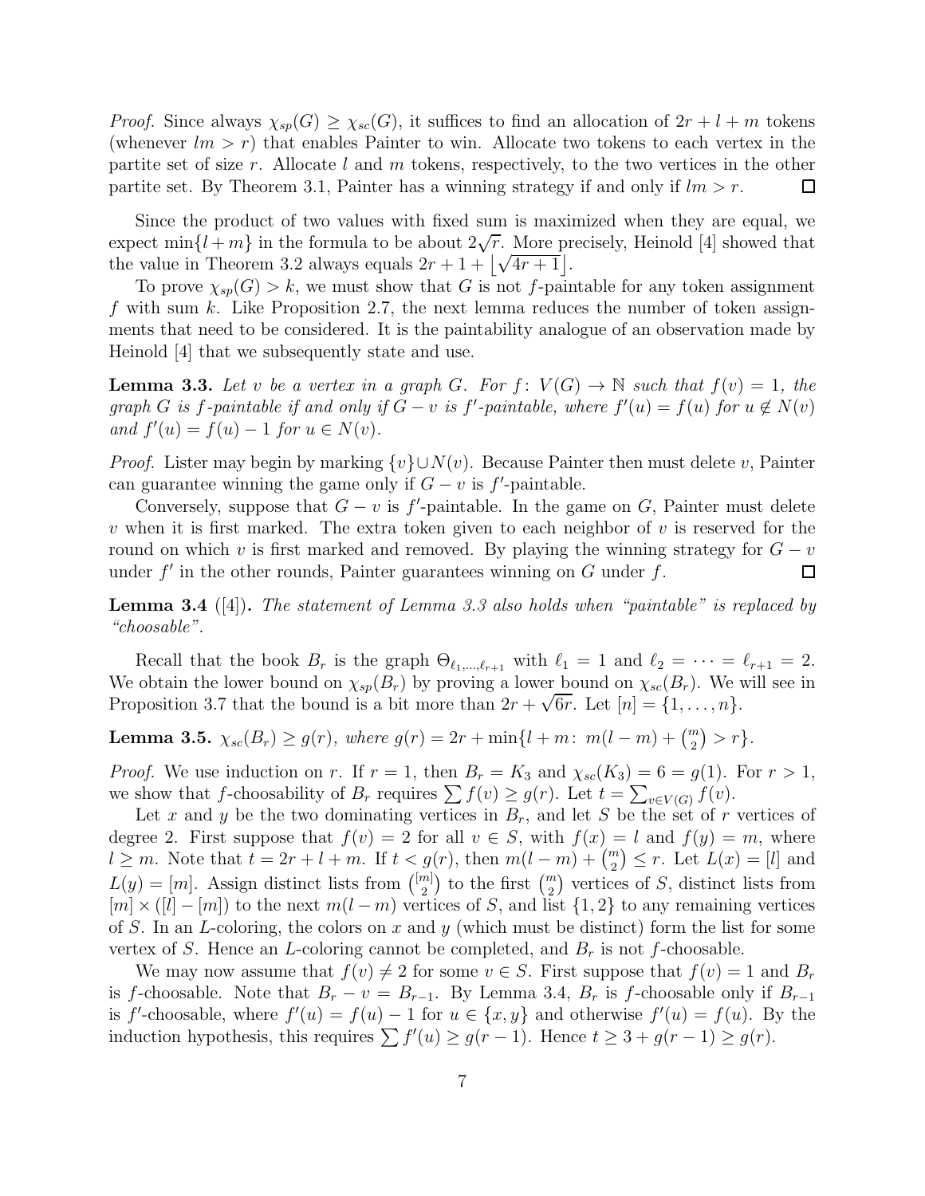*Proof.* Since always $\chi_{sp}(G) \geq \chi_{sc}(G)$, it suffices to find an allocation of $2r + l + m$ tokens (whenever $lm > r$) that enables Painter to win. Allocate two tokens to each vertex in the partite set of size $r$. Allocate $l$ and $m$ tokens, respectively, to the two vertices in the other partite set. By Theorem 3.1, Painter has a winning strategy if and only if $lm > r$. □

Since the product of two values with fixed sum is maximized when they are equal, we expect $\min\{l + m\}$ in the formula to be about $2\sqrt{r}$. More precisely, Heinold [4] showed that the value in Theorem 3.2 always equals $2r + 1 + \lfloor\sqrt{4r + 1}\rfloor$.

To prove $\chi_{sp}(G) > k$, we must show that $G$ is not $f$-paintable for any token assignment $f$ with sum $k$. Like Proposition 2.7, the next lemma reduces the number of token assignments that need to be considered. It is the paintability analogue of an observation made by Heinold [4] that we subsequently state and use.

**Lemma 3.3.** *Let $v$ be a vertex in a graph $G$. For $f\colon V(G) \to \mathbb{N}$ such that $f(v) = 1$, the graph $G$ is $f$-paintable if and only if $G - v$ is $f'$-paintable, where $f'(u) = f(u)$ for $u \notin N(v)$ and $f'(u) = f(u) - 1$ for $u \in N(v)$.*

*Proof.* Lister may begin by marking $\{v\} \cup N(v)$. Because Painter then must delete $v$, Painter can guarantee winning the game only if $G - v$ is $f'$-paintable.

Conversely, suppose that $G - v$ is $f'$-paintable. In the game on $G$, Painter must delete $v$ when it is first marked. The extra token given to each neighbor of $v$ is reserved for the round on which $v$ is first marked and removed. By playing the winning strategy for $G - v$ under $f'$ in the other rounds, Painter guarantees winning on $G$ under $f$. □

**Lemma 3.4** ([4])**.** *The statement of Lemma 3.3 also holds when "paintable" is replaced by "choosable".*

Recall that the book $B_r$ is the graph $\Theta_{\ell_1,\ldots,\ell_{r+1}}$ with $\ell_1 = 1$ and $\ell_2 = \cdots = \ell_{r+1} = 2$. We obtain the lower bound on $\chi_{sp}(B_r)$ by proving a lower bound on $\chi_{sc}(B_r)$. We will see in Proposition 3.7 that the bound is a bit more than $2r + \sqrt{6r}$. Let $[n] = \{1, \ldots, n\}$.

**Lemma 3.5.** *$\chi_{sc}(B_r) \geq g(r)$, where $g(r) = 2r + \min\{l + m\colon\ m(l - m) + \binom{m}{2} > r\}$.*

*Proof.* We use induction on $r$. If $r = 1$, then $B_r = K_3$ and $\chi_{sc}(K_3) = 6 = g(1)$. For $r > 1$, we show that $f$-choosability of $B_r$ requires $\sum f(v) \geq g(r)$. Let $t = \sum_{v \in V(G)} f(v)$.

Let $x$ and $y$ be the two dominating vertices in $B_r$, and let $S$ be the set of $r$ vertices of degree 2. First suppose that $f(v) = 2$ for all $v \in S$, with $f(x) = l$ and $f(y) = m$, where $l \geq m$. Note that $t = 2r + l + m$. If $t < g(r)$, then $m(l - m) + \binom{m}{2} \leq r$. Let $L(x) = [l]$ and $L(y) = [m]$. Assign distinct lists from $\binom{[m]}{2}$ to the first $\binom{m}{2}$ vertices of $S$, distinct lists from $[m] \times ([l] - [m])$ to the next $m(l - m)$ vertices of $S$, and list $\{1, 2\}$ to any remaining vertices of $S$. In an $L$-coloring, the colors on $x$ and $y$ (which must be distinct) form the list for some vertex of $S$. Hence an $L$-coloring cannot be completed, and $B_r$ is not $f$-choosable.

We may now assume that $f(v) \neq 2$ for some $v \in S$. First suppose that $f(v) = 1$ and $B_r$ is $f$-choosable. Note that $B_r - v = B_{r-1}$. By Lemma 3.4, $B_r$ is $f$-choosable only if $B_{r-1}$ is $f'$-choosable, where $f'(u) = f(u) - 1$ for $u \in \{x, y\}$ and otherwise $f'(u) = f(u)$. By the induction hypothesis, this requires $\sum f'(u) \geq g(r - 1)$. Hence $t \geq 3 + g(r - 1) \geq g(r)$.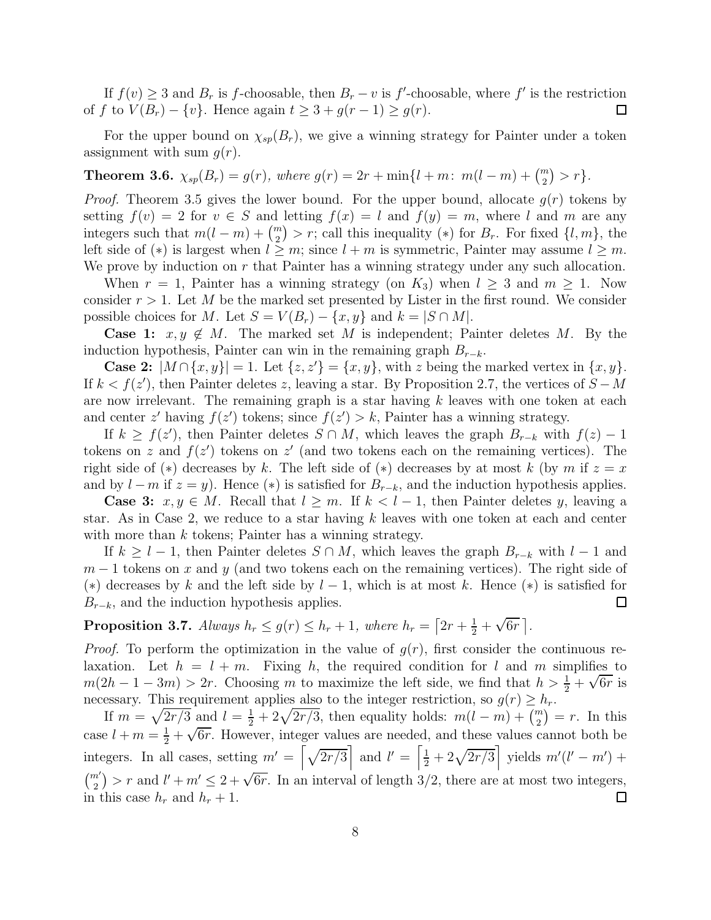If $f(v) \geq 3$ and $B_r$ is $f$-choosable, then $B_r - v$ is $f'$-choosable, where $f'$ is the restriction of $f$ to $V(B_r) - \{v\}$. Hence again $t \geq 3 + g(r-1) \geq g(r)$. □

For the upper bound on $\chi_{sp}(B_r)$, we give a winning strategy for Painter under a token assignment with sum $g(r)$.

**Theorem 3.6.** *$\chi_{sp}(B_r) = g(r)$, where $g(r) = 2r + \min\{l + m\colon\ m(l-m) + \binom{m}{2} > r\}$.*

*Proof.* Theorem 3.5 gives the lower bound. For the upper bound, allocate $g(r)$ tokens by setting $f(v) = 2$ for $v \in S$ and letting $f(x) = l$ and $f(y) = m$, where $l$ and $m$ are any integers such that $m(l-m) + \binom{m}{2} > r$; call this inequality $(*)$ for $B_r$. For fixed $\{l, m\}$, the left side of $(*)$ is largest when $l \geq m$; since $l + m$ is symmetric, Painter may assume $l \geq m$. We prove by induction on $r$ that Painter has a winning strategy under any such allocation.

When $r = 1$, Painter has a winning strategy (on $K_3$) when $l \geq 3$ and $m \geq 1$. Now consider $r > 1$. Let $M$ be the marked set presented by Lister in the first round. We consider possible choices for $M$. Let $S = V(B_r) - \{x, y\}$ and $k = |S \cap M|$.

**Case 1:** $x, y \notin M$. The marked set $M$ is independent; Painter deletes $M$. By the induction hypothesis, Painter can win in the remaining graph $B_{r-k}$.

**Case 2:** $|M \cap \{x, y\}| = 1$. Let $\{z, z'\} = \{x, y\}$, with $z$ being the marked vertex in $\{x, y\}$. If $k < f(z')$, then Painter deletes $z$, leaving a star. By Proposition 2.7, the vertices of $S - M$ are now irrelevant. The remaining graph is a star having $k$ leaves with one token at each and center $z'$ having $f(z')$ tokens; since $f(z') > k$, Painter has a winning strategy.

If $k \geq f(z')$, then Painter deletes $S \cap M$, which leaves the graph $B_{r-k}$ with $f(z) - 1$ tokens on $z$ and $f(z')$ tokens on $z'$ (and two tokens each on the remaining vertices). The right side of $(*)$ decreases by $k$. The left side of $(*)$ decreases by at most $k$ (by $m$ if $z = x$ and by $l - m$ if $z = y$). Hence $(*)$ is satisfied for $B_{r-k}$, and the induction hypothesis applies.

**Case 3:** $x, y \in M$. Recall that $l \geq m$. If $k < l - 1$, then Painter deletes $y$, leaving a star. As in Case 2, we reduce to a star having $k$ leaves with one token at each and center with more than $k$ tokens; Painter has a winning strategy.

If $k \geq l - 1$, then Painter deletes $S \cap M$, which leaves the graph $B_{r-k}$ with $l - 1$ and $m - 1$ tokens on $x$ and $y$ (and two tokens each on the remaining vertices). The right side of $(*)$ decreases by $k$ and the left side by $l - 1$, which is at most $k$. Hence $(*)$ is satisfied for $B_{r-k}$, and the induction hypothesis applies. □

**Proposition 3.7.** *Always $h_r \leq g(r) \leq h_r + 1$, where $h_r = \left\lceil 2r + \frac{1}{2} + \sqrt{6r}\, \right\rceil$.*

*Proof.* To perform the optimization in the value of $g(r)$, first consider the continuous relaxation. Let $h = l + m$. Fixing $h$, the required condition for $l$ and $m$ simplifies to $m(2h - 1 - 3m) > 2r$. Choosing $m$ to maximize the left side, we find that $h > \frac{1}{2} + \sqrt{6r}$ is necessary. This requirement applies also to the integer restriction, so $g(r) \geq h_r$.

If $m = \sqrt{2r/3}$ and $l = \frac{1}{2} + 2\sqrt{2r/3}$, then equality holds: $m(l - m) + \binom{m}{2} = r$. In this case $l + m = \frac{1}{2} + \sqrt{6r}$. However, integer values are needed, and these values cannot both be integers. In all cases, setting $m' = \left\lceil \sqrt{2r/3} \right\rceil$ and $l' = \left\lceil \frac{1}{2} + 2\sqrt{2r/3} \right\rceil$ yields $m'(l' - m') + \binom{m'}{2} > r$ and $l' + m' \leq 2 + \sqrt{6r}$. In an interval of length $3/2$, there are at most two integers, in this case $h_r$ and $h_r + 1$. □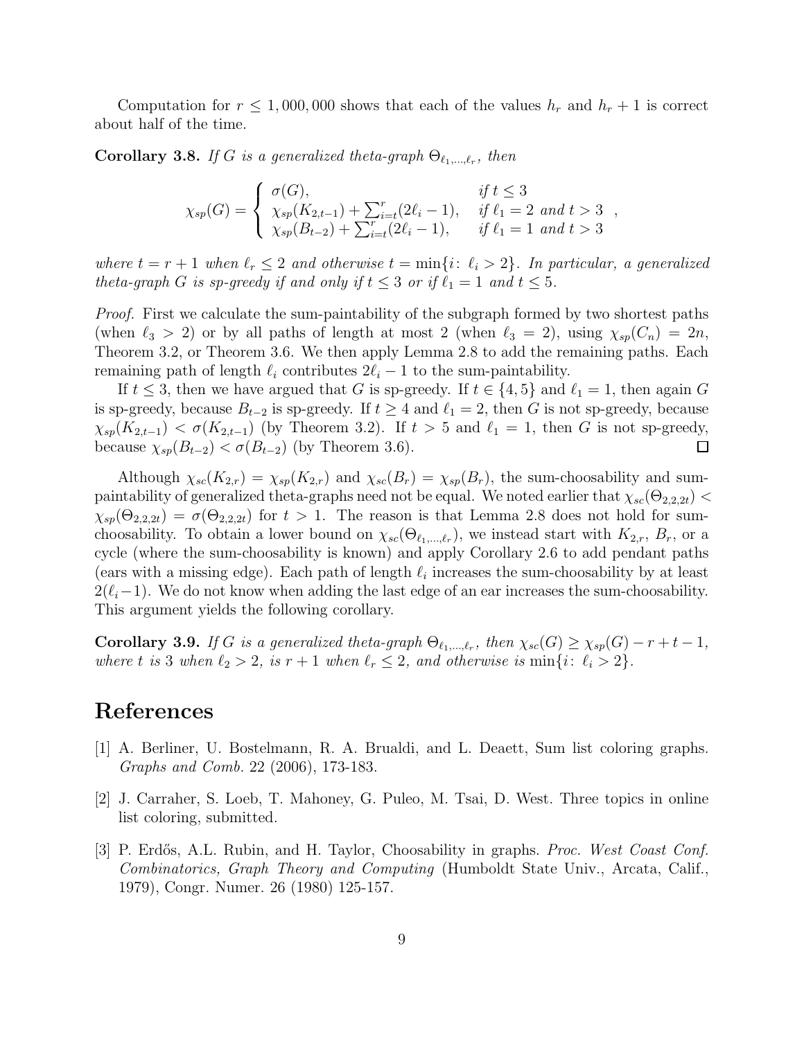Computation for $r \leq 1,000,000$ shows that each of the values $h_r$ and $h_r + 1$ is correct about half of the time.

**Corollary 3.8.** *If $G$ is a generalized theta-graph $\Theta_{\ell_1,\ldots,\ell_r}$, then*

$$\chi_{sp}(G) = \begin{cases} \sigma(G), & \text{if } t \leq 3 \\ \chi_{sp}(K_{2,t-1}) + \sum_{i=t}^{r}(2\ell_i - 1), & \text{if } \ell_1 = 2 \text{ and } t > 3 \\ \chi_{sp}(B_{t-2}) + \sum_{i=t}^{r}(2\ell_i - 1), & \text{if } \ell_1 = 1 \text{ and } t > 3 \end{cases},$$

*where $t = r + 1$ when $\ell_r \leq 2$ and otherwise $t = \min\{i\colon\ \ell_i > 2\}$. In particular, a generalized theta-graph $G$ is sp-greedy if and only if $t \leq 3$ or if $\ell_1 = 1$ and $t \leq 5$.*

*Proof.* First we calculate the sum-paintability of the subgraph formed by two shortest paths (when $\ell_3 > 2$) or by all paths of length at most 2 (when $\ell_3 = 2$), using $\chi_{sp}(C_n) = 2n$, Theorem 3.2, or Theorem 3.6. We then apply Lemma 2.8 to add the remaining paths. Each remaining path of length $\ell_i$ contributes $2\ell_i - 1$ to the sum-paintability.

If $t \leq 3$, then we have argued that $G$ is sp-greedy. If $t \in \{4, 5\}$ and $\ell_1 = 1$, then again $G$ is sp-greedy, because $B_{t-2}$ is sp-greedy. If $t \geq 4$ and $\ell_1 = 2$, then $G$ is not sp-greedy, because $\chi_{sp}(K_{2,t-1}) < \sigma(K_{2,t-1})$ (by Theorem 3.2). If $t > 5$ and $\ell_1 = 1$, then $G$ is not sp-greedy, because $\chi_{sp}(B_{t-2}) < \sigma(B_{t-2})$ (by Theorem 3.6). □

Although $\chi_{sc}(K_{2,r}) = \chi_{sp}(K_{2,r})$ and $\chi_{sc}(B_r) = \chi_{sp}(B_r)$, the sum-choosability and sum-paintability of generalized theta-graphs need not be equal. We noted earlier that $\chi_{sc}(\Theta_{2,2,2t}) < \chi_{sp}(\Theta_{2,2,2t}) = \sigma(\Theta_{2,2,2t})$ for $t > 1$. The reason is that Lemma 2.8 does not hold for sum-choosability. To obtain a lower bound on $\chi_{sc}(\Theta_{\ell_1,\ldots,\ell_r})$, we instead start with $K_{2,r}$, $B_r$, or a cycle (where the sum-choosability is known) and apply Corollary 2.6 to add pendant paths (ears with a missing edge). Each path of length $\ell_i$ increases the sum-choosability by at least $2(\ell_i - 1)$. We do not know when adding the last edge of an ear increases the sum-choosability. This argument yields the following corollary.

**Corollary 3.9.** *If $G$ is a generalized theta-graph $\Theta_{\ell_1,\ldots,\ell_r}$, then $\chi_{sc}(G) \geq \chi_{sp}(G) - r + t - 1$, where $t$ is 3 when $\ell_2 > 2$, is $r + 1$ when $\ell_r \leq 2$, and otherwise is $\min\{i\colon\ \ell_i > 2\}$.*

# References

[1] A. Berliner, U. Bostelmann, R. A. Brualdi, and L. Deaett, Sum list coloring graphs. *Graphs and Comb.* 22 (2006), 173-183.

[2] J. Carraher, S. Loeb, T. Mahoney, G. Puleo, M. Tsai, D. West. Three topics in online list coloring, submitted.

[3] P. Erdős, A.L. Rubin, and H. Taylor, Choosability in graphs. *Proc. West Coast Conf. Combinatorics, Graph Theory and Computing* (Humboldt State Univ., Arcata, Calif., 1979), Congr. Numer. 26 (1980) 125-157.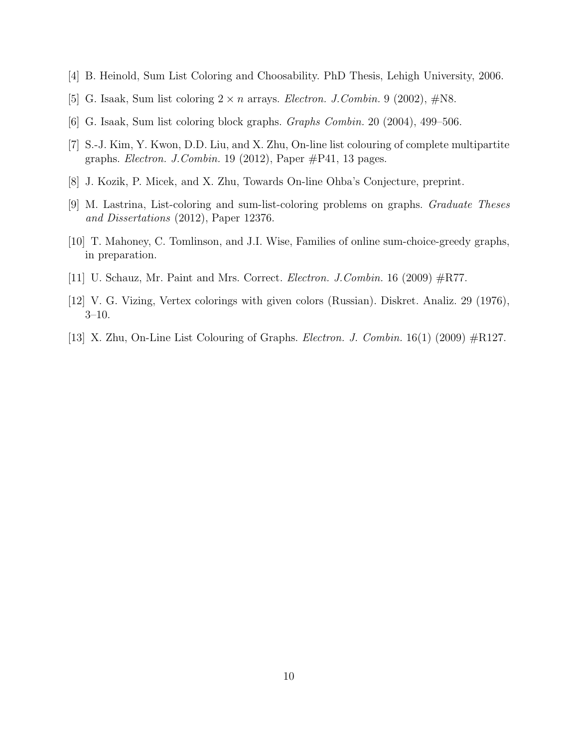[4] B. Heinold, Sum List Coloring and Choosability. PhD Thesis, Lehigh University, 2006.

[5] G. Isaak, Sum list coloring $2 \times n$ arrays. *Electron. J.Combin.* 9 (2002), #N8.

[6] G. Isaak, Sum list coloring block graphs. *Graphs Combin.* 20 (2004), 499–506.

[7] S.-J. Kim, Y. Kwon, D.D. Liu, and X. Zhu, On-line list colouring of complete multipartite graphs. *Electron. J.Combin.* 19 (2012), Paper #P41, 13 pages.

[8] J. Kozik, P. Micek, and X. Zhu, Towards On-line Ohba's Conjecture, preprint.

[9] M. Lastrina, List-coloring and sum-list-coloring problems on graphs. *Graduate Theses and Dissertations* (2012), Paper 12376.

[10] T. Mahoney, C. Tomlinson, and J.I. Wise, Families of online sum-choice-greedy graphs, in preparation.

[11] U. Schauz, Mr. Paint and Mrs. Correct. *Electron. J.Combin.* 16 (2009) #R77.

[12] V. G. Vizing, Vertex colorings with given colors (Russian). Diskret. Analiz. 29 (1976), 3–10.

[13] X. Zhu, On-Line List Colouring of Graphs. *Electron. J. Combin.* 16(1) (2009) #R127.